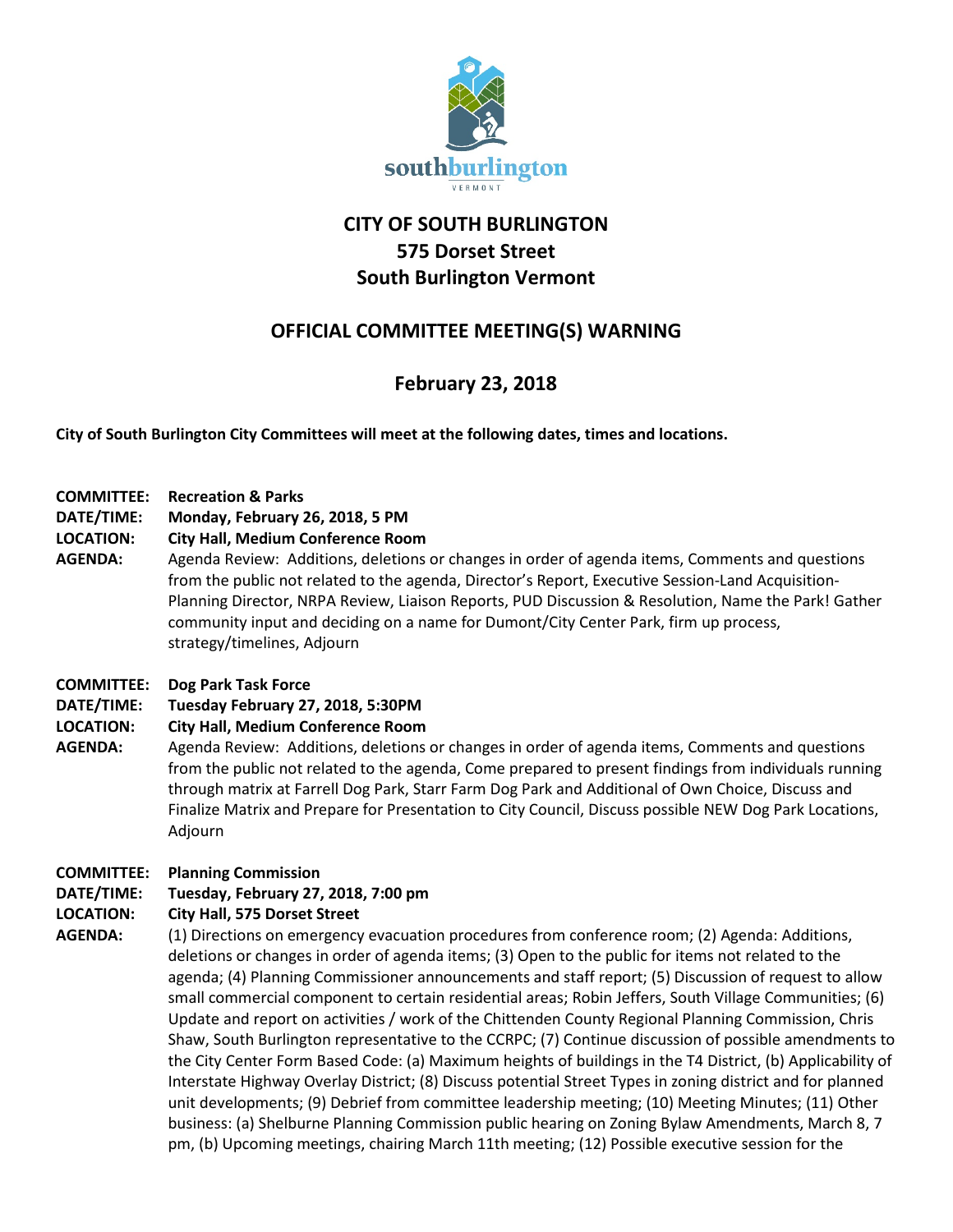# CITY OF SOUTH BURLINGTON
# 575 Dorset Street
# South Burlington Vermont

## OFFICIAL COMMITTEE MEETING(S) WARNING

## February 23, 2018

**City of South Burlington City Committees will meet at the following dates, times and locations.**

**COMMITTEE:** **Recreation & Parks**
**DATE/TIME:** **Monday, February 26, 2018, 5 PM**
**LOCATION:** **City Hall, Medium Conference Room**
**AGENDA:** Agenda Review: Additions, deletions or changes in order of agenda items, Comments and questions from the public not related to the agenda, Director's Report, Executive Session-Land Acquisition-Planning Director, NRPA Review, Liaison Reports, PUD Discussion & Resolution, Name the Park! Gather community input and deciding on a name for Dumont/City Center Park, firm up process, strategy/timelines, Adjourn

**COMMITTEE:** **Dog Park Task Force**
**DATE/TIME:** **Tuesday February 27, 2018, 5:30PM**
**LOCATION:** **City Hall, Medium Conference Room**
**AGENDA:** Agenda Review: Additions, deletions or changes in order of agenda items, Comments and questions from the public not related to the agenda, Come prepared to present findings from individuals running through matrix at Farrell Dog Park, Starr Farm Dog Park and Additional of Own Choice, Discuss and Finalize Matrix and Prepare for Presentation to City Council, Discuss possible NEW Dog Park Locations, Adjourn

**COMMITTEE:** **Planning Commission**
**DATE/TIME:** **Tuesday, February 27, 2018, 7:00 pm**
**LOCATION:** **City Hall, 575 Dorset Street**
**AGENDA:** (1) Directions on emergency evacuation procedures from conference room; (2) Agenda: Additions, deletions or changes in order of agenda items; (3) Open to the public for items not related to the agenda; (4) Planning Commissioner announcements and staff report; (5) Discussion of request to allow small commercial component to certain residential areas; Robin Jeffers, South Village Communities; (6) Update and report on activities / work of the Chittenden County Regional Planning Commission, Chris Shaw, South Burlington representative to the CCRPC; (7) Continue discussion of possible amendments to the City Center Form Based Code: (a) Maximum heights of buildings in the T4 District, (b) Applicability of Interstate Highway Overlay District; (8) Discuss potential Street Types in zoning district and for planned unit developments; (9) Debrief from committee leadership meeting; (10) Meeting Minutes; (11) Other business: (a) Shelburne Planning Commission public hearing on Zoning Bylaw Amendments, March 8, 7 pm, (b) Upcoming meetings, chairing March 11th meeting; (12) Possible executive session for the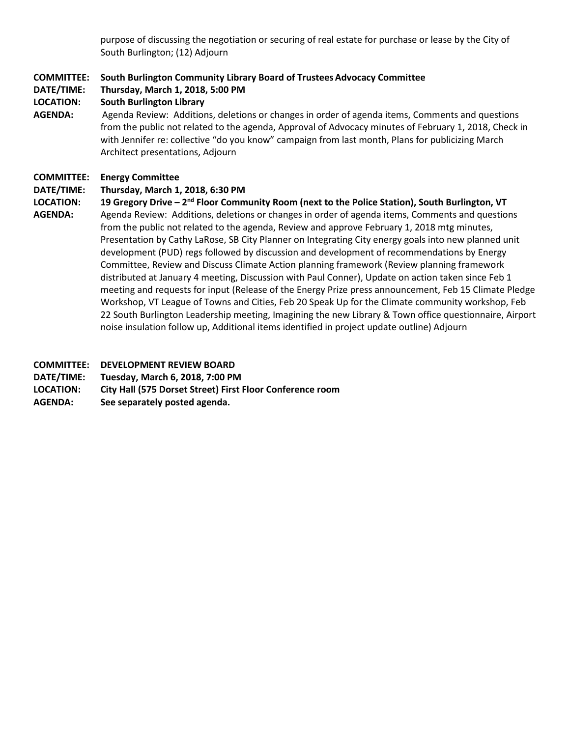purpose of discussing the negotiation or securing of real estate for purchase or lease by the City of South Burlington; (12) Adjourn

**COMMITTEE:** **South Burlington Community Library Board of Trustees Advocacy Committee**
**DATE/TIME:** **Thursday, March 1, 2018, 5:00 PM**
**LOCATION:** **South Burlington Library**
**AGENDA:** Agenda Review: Additions, deletions or changes in order of agenda items, Comments and questions from the public not related to the agenda, Approval of Advocacy minutes of February 1, 2018, Check in with Jennifer re: collective "do you know" campaign from last month, Plans for publicizing March Architect presentations, Adjourn

**COMMITTEE:** **Energy Committee**
**DATE/TIME:** **Thursday, March 1, 2018, 6:30 PM**
**LOCATION:** **19 Gregory Drive – 2nd Floor Community Room (next to the Police Station), South Burlington, VT**
**AGENDA:** Agenda Review: Additions, deletions or changes in order of agenda items, Comments and questions from the public not related to the agenda, Review and approve February 1, 2018 mtg minutes, Presentation by Cathy LaRose, SB City Planner on Integrating City energy goals into new planned unit development (PUD) regs followed by discussion and development of recommendations by Energy Committee, Review and Discuss Climate Action planning framework (Review planning framework distributed at January 4 meeting, Discussion with Paul Conner), Update on action taken since Feb 1 meeting and requests for input (Release of the Energy Prize press announcement, Feb 15 Climate Pledge Workshop, VT League of Towns and Cities, Feb 20 Speak Up for the Climate community workshop, Feb 22 South Burlington Leadership meeting, Imagining the new Library & Town office questionnaire, Airport noise insulation follow up, Additional items identified in project update outline) Adjourn

**COMMITTEE:** **DEVELOPMENT REVIEW BOARD**
**DATE/TIME:** **Tuesday, March 6, 2018, 7:00 PM**
**LOCATION:** **City Hall (575 Dorset Street) First Floor Conference room**
**AGENDA:** **See separately posted agenda.**